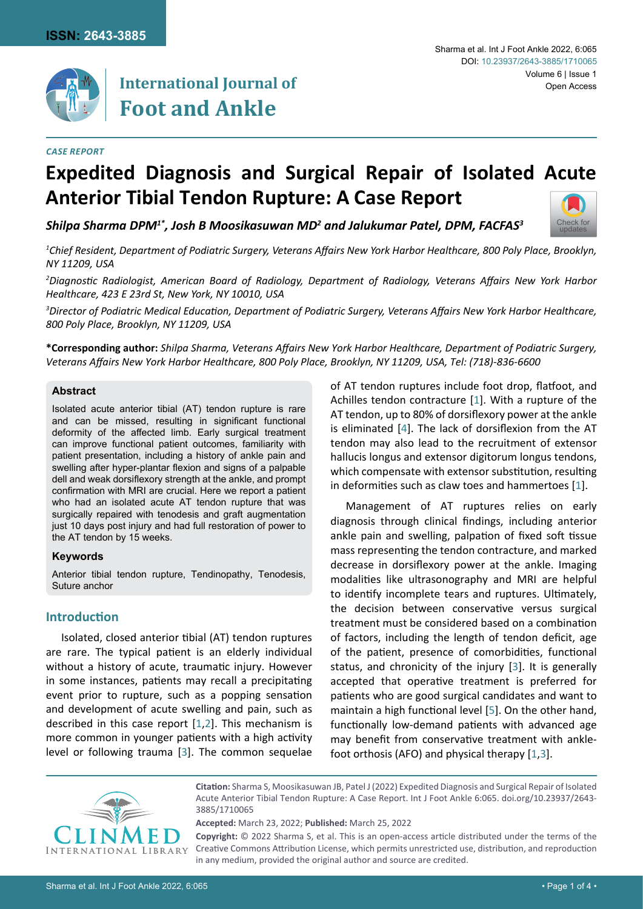CASE REPORT

# Expedited Diagnosis and Surgical Repair of Isolated Acute Anterior Tibial Tendon Rupture: A Case Report

*Shilpa Sharma DPM[1*], Josh B Moosikasuwan MD[2] and Jalukumar Patel, DPM, FACFAS[3]*

[1]*Chief Resident, Department of Podiatric Surgery, Veterans Affairs New York Harbor Healthcare, 800 Poly Place, Brooklyn, NY 11209, USA*

[2]*Diagnostic Radiologist, American Board of Radiology, Department of Radiology, Veterans Affairs New York Harbor Healthcare, 423 E 23rd St, New York, NY 10010, USA*

[3]*Director of Podiatric Medical Education, Department of Podiatric Surgery, Veterans Affairs New York Harbor Healthcare, 800 Poly Place, Brooklyn, NY 11209, USA*

**\*Corresponding author:** *Shilpa Sharma, Veterans Affairs New York Harbor Healthcare, Department of Podiatric Surgery, Veterans Affairs New York Harbor Healthcare, 800 Poly Place, Brooklyn, NY 11209, USA, Tel: (718)-836-6600*

## Abstract

Isolated acute anterior tibial (AT) tendon rupture is rare and can be missed, resulting in significant functional deformity of the affected limb. Early surgical treatment can improve functional patient outcomes, familiarity with patient presentation, including a history of ankle pain and swelling after hyper-plantar flexion and signs of a palpable dell and weak dorsiflexory strength at the ankle, and prompt confirmation with MRI are crucial. Here we report a patient who had an isolated acute AT tendon rupture that was surgically repaired with tenodesis and graft augmentation just 10 days post injury and had full restoration of power to the AT tendon by 15 weeks.

### Keywords

Anterior tibial tendon rupture, Tendinopathy, Tenodesis, Suture anchor

## Introduction

Isolated, closed anterior tibial (AT) tendon ruptures are rare. The typical patient is an elderly individual without a history of acute, traumatic injury. However in some instances, patients may recall a precipitating event prior to rupture, such as a popping sensation and development of acute swelling and pain, such as described in this case report [1,2]. This mechanism is more common in younger patients with a high activity level or following trauma [3]. The common sequelae of AT tendon ruptures include foot drop, flatfoot, and Achilles tendon contracture [1]. With a rupture of the AT tendon, up to 80% of dorsiflexory power at the ankle is eliminated [4]. The lack of dorsiflexion from the AT tendon may also lead to the recruitment of extensor hallucis longus and extensor digitorum longus tendons, which compensate with extensor substitution, resulting in deformities such as claw toes and hammertoes [1].

Management of AT ruptures relies on early diagnosis through clinical findings, including anterior ankle pain and swelling, palpation of fixed soft tissue mass representing the tendon contracture, and marked decrease in dorsiflexory power at the ankle. Imaging modalities like ultrasonography and MRI are helpful to identify incomplete tears and ruptures. Ultimately, the decision between conservative versus surgical treatment must be considered based on a combination of factors, including the length of tendon deficit, age of the patient, presence of comorbidities, functional status, and chronicity of the injury [3]. It is generally accepted that operative treatment is preferred for patients who are good surgical candidates and want to maintain a high functional level [5]. On the other hand, functionally low-demand patients with advanced age may benefit from conservative treatment with ankle-foot orthosis (AFO) and physical therapy [1,3].

**Citation:** Sharma S, Moosikasuwan JB, Patel J (2022) Expedited Diagnosis and Surgical Repair of Isolated Acute Anterior Tibial Tendon Rupture: A Case Report. Int J Foot Ankle 6:065. doi.org/10.23937/2643-3885/1710065

**Accepted:** March 23, 2022; **Published:** March 25, 2022

**Copyright:** © 2022 Sharma S, et al. This is an open-access article distributed under the terms of the Creative Commons Attribution License, which permits unrestricted use, distribution, and reproduction in any medium, provided the original author and source are credited.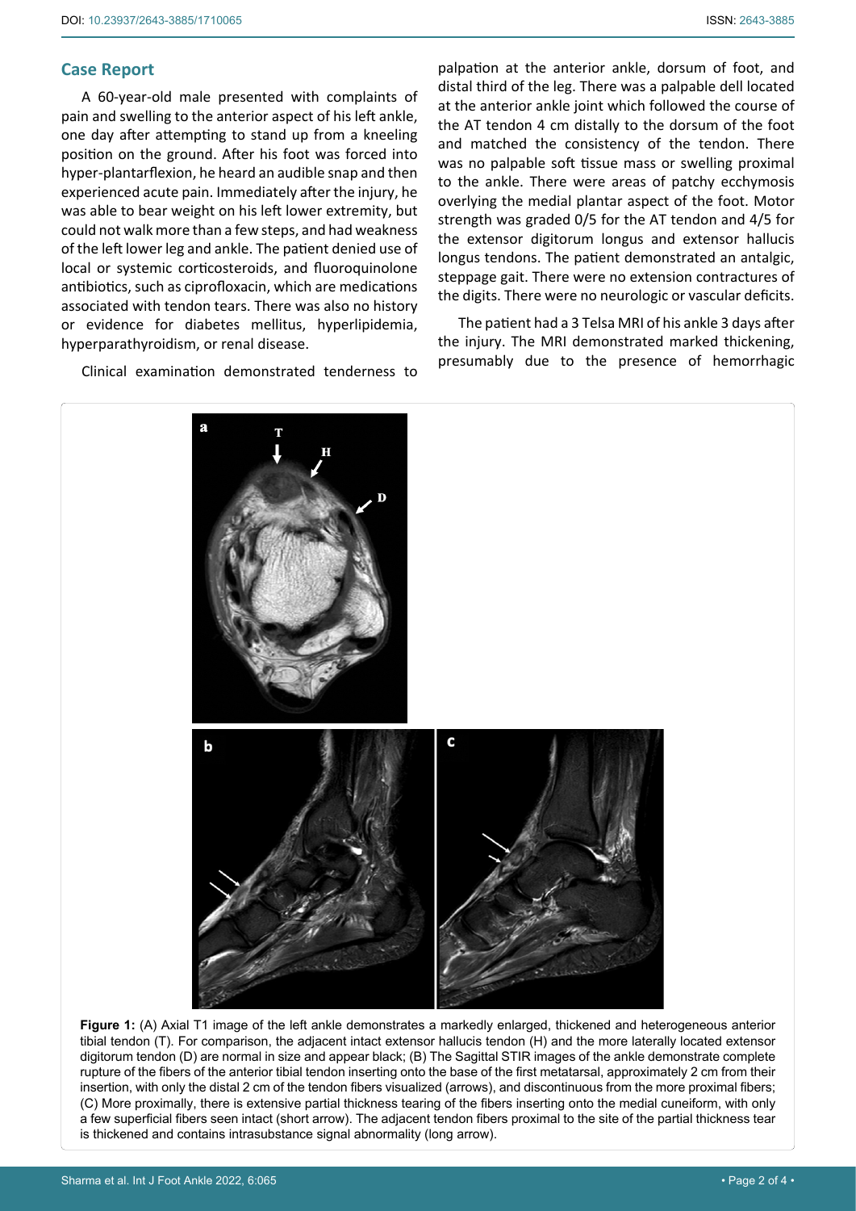## Case Report

A 60-year-old male presented with complaints of pain and swelling to the anterior aspect of his left ankle, one day after attempting to stand up from a kneeling position on the ground. After his foot was forced into hyper-plantarflexion, he heard an audible snap and then experienced acute pain. Immediately after the injury, he was able to bear weight on his left lower extremity, but could not walk more than a few steps, and had weakness of the left lower leg and ankle. The patient denied use of local or systemic corticosteroids, and fluoroquinolone antibiotics, such as ciprofloxacin, which are medications associated with tendon tears. There was also no history or evidence for diabetes mellitus, hyperlipidemia, hyperparathyroidism, or renal disease.

Clinical examination demonstrated tenderness to palpation at the anterior ankle, dorsum of foot, and distal third of the leg. There was a palpable dell located at the anterior ankle joint which followed the course of the AT tendon 4 cm distally to the dorsum of the foot and matched the consistency of the tendon. There was no palpable soft tissue mass or swelling proximal to the ankle. There were areas of patchy ecchymosis overlying the medial plantar aspect of the foot. Motor strength was graded 0/5 for the AT tendon and 4/5 for the extensor digitorum longus and extensor hallucis longus tendons. The patient demonstrated an antalgic, steppage gait. There were no extension contractures of the digits. There were no neurologic or vascular deficits.

The patient had a 3 Telsa MRI of his ankle 3 days after the injury. The MRI demonstrated marked thickening, presumably due to the presence of hemorrhagic

**Figure 1:** (A) Axial T1 image of the left ankle demonstrates a markedly enlarged, thickened and heterogeneous anterior tibial tendon (T). For comparison, the adjacent intact extensor hallucis tendon (H) and the more laterally located extensor digitorum tendon (D) are normal in size and appear black; (B) The Sagittal STIR images of the ankle demonstrate complete rupture of the fibers of the anterior tibial tendon inserting onto the base of the first metatarsal, approximately 2 cm from their insertion, with only the distal 2 cm of the tendon fibers visualized (arrows), and discontinuous from the more proximal fibers; (C) More proximally, there is extensive partial thickness tearing of the fibers inserting onto the medial cuneiform, with only a few superficial fibers seen intact (short arrow). The adjacent tendon fibers proximal to the site of the partial thickness tear is thickened and contains intrasubstance signal abnormality (long arrow).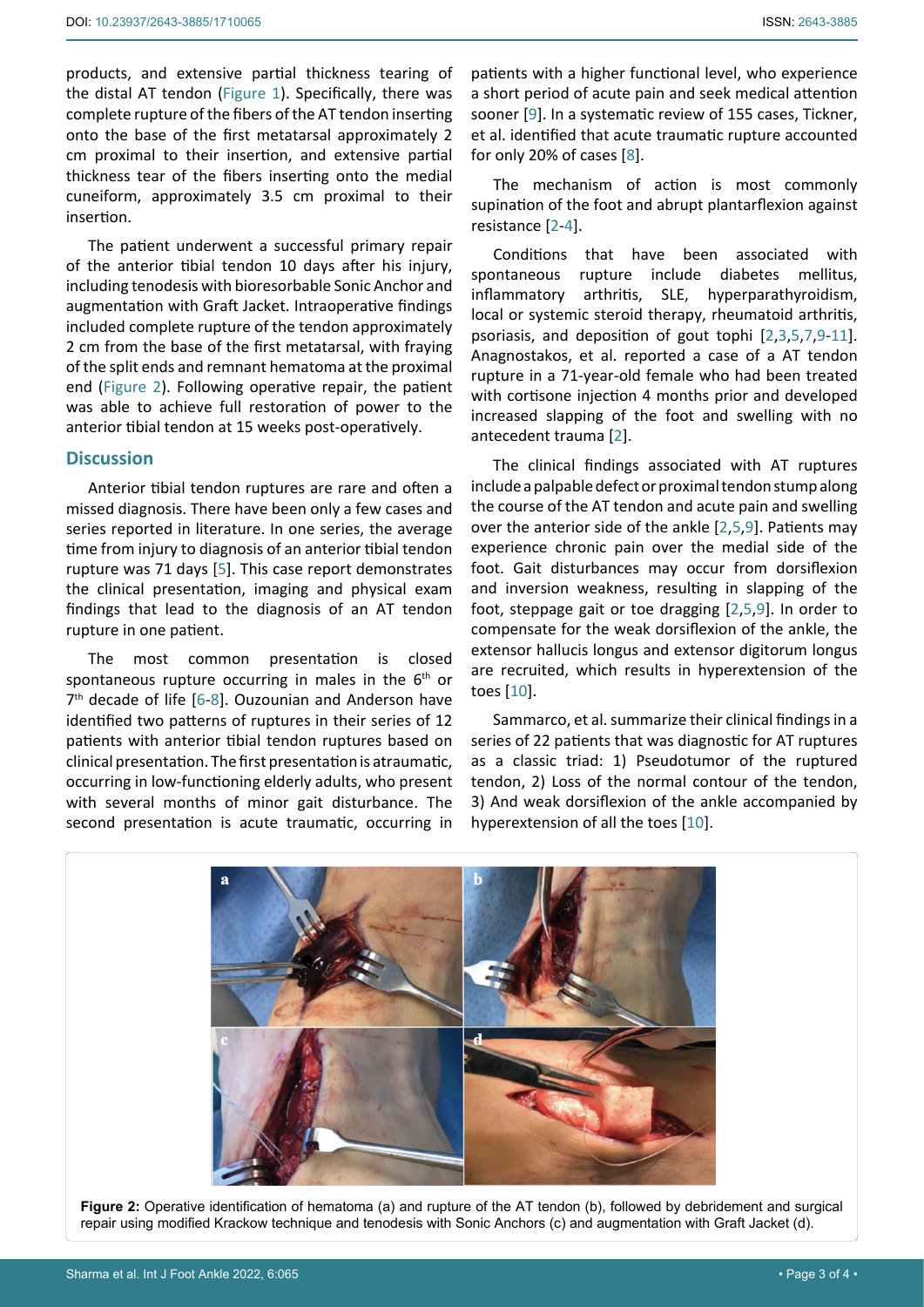products, and extensive partial thickness tearing of the distal AT tendon (Figure 1). Specifically, there was complete rupture of the fibers of the AT tendon inserting onto the base of the first metatarsal approximately 2 cm proximal to their insertion, and extensive partial thickness tear of the fibers inserting onto the medial cuneiform, approximately 3.5 cm proximal to their insertion.

The patient underwent a successful primary repair of the anterior tibial tendon 10 days after his injury, including tenodesis with bioresorbable Sonic Anchor and augmentation with Graft Jacket. Intraoperative findings included complete rupture of the tendon approximately 2 cm from the base of the first metatarsal, with fraying of the split ends and remnant hematoma at the proximal end (Figure 2). Following operative repair, the patient was able to achieve full restoration of power to the anterior tibial tendon at 15 weeks post-operatively.

## Discussion

Anterior tibial tendon ruptures are rare and often a missed diagnosis. There have been only a few cases and series reported in literature. In one series, the average time from injury to diagnosis of an anterior tibial tendon rupture was 71 days [5]. This case report demonstrates the clinical presentation, imaging and physical exam findings that lead to the diagnosis of an AT tendon rupture in one patient.

The most common presentation is closed spontaneous rupture occurring in males in the 6th or 7th decade of life [6-8]. Ouzounian and Anderson have identified two patterns of ruptures in their series of 12 patients with anterior tibial tendon ruptures based on clinical presentation. The first presentation is atraumatic, occurring in low-functioning elderly adults, who present with several months of minor gait disturbance. The second presentation is acute traumatic, occurring in patients with a higher functional level, who experience a short period of acute pain and seek medical attention sooner [9]. In a systematic review of 155 cases, Tickner, et al. identified that acute traumatic rupture accounted for only 20% of cases [8].

The mechanism of action is most commonly supination of the foot and abrupt plantarflexion against resistance [2-4].

Conditions that have been associated with spontaneous rupture include diabetes mellitus, inflammatory arthritis, SLE, hyperparathyroidism, local or systemic steroid therapy, rheumatoid arthritis, psoriasis, and deposition of gout tophi [2,3,5,7,9-11]. Anagnostakos, et al. reported a case of a AT tendon rupture in a 71-year-old female who had been treated with cortisone injection 4 months prior and developed increased slapping of the foot and swelling with no antecedent trauma [2].

The clinical findings associated with AT ruptures include a palpable defect or proximal tendon stump along the course of the AT tendon and acute pain and swelling over the anterior side of the ankle [2,5,9]. Patients may experience chronic pain over the medial side of the foot. Gait disturbances may occur from dorsiflexion and inversion weakness, resulting in slapping of the foot, steppage gait or toe dragging [2,5,9]. In order to compensate for the weak dorsiflexion of the ankle, the extensor hallucis longus and extensor digitorum longus are recruited, which results in hyperextension of the toes [10].

Sammarco, et al. summarize their clinical findings in a series of 22 patients that was diagnostic for AT ruptures as a classic triad: 1) Pseudotumor of the ruptured tendon, 2) Loss of the normal contour of the tendon, 3) And weak dorsiflexion of the ankle accompanied by hyperextension of all the toes [10].

**Figure 2:** Operative identification of hematoma (a) and rupture of the AT tendon (b), followed by debridement and surgical repair using modified Krackow technique and tenodesis with Sonic Anchors (c) and augmentation with Graft Jacket (d).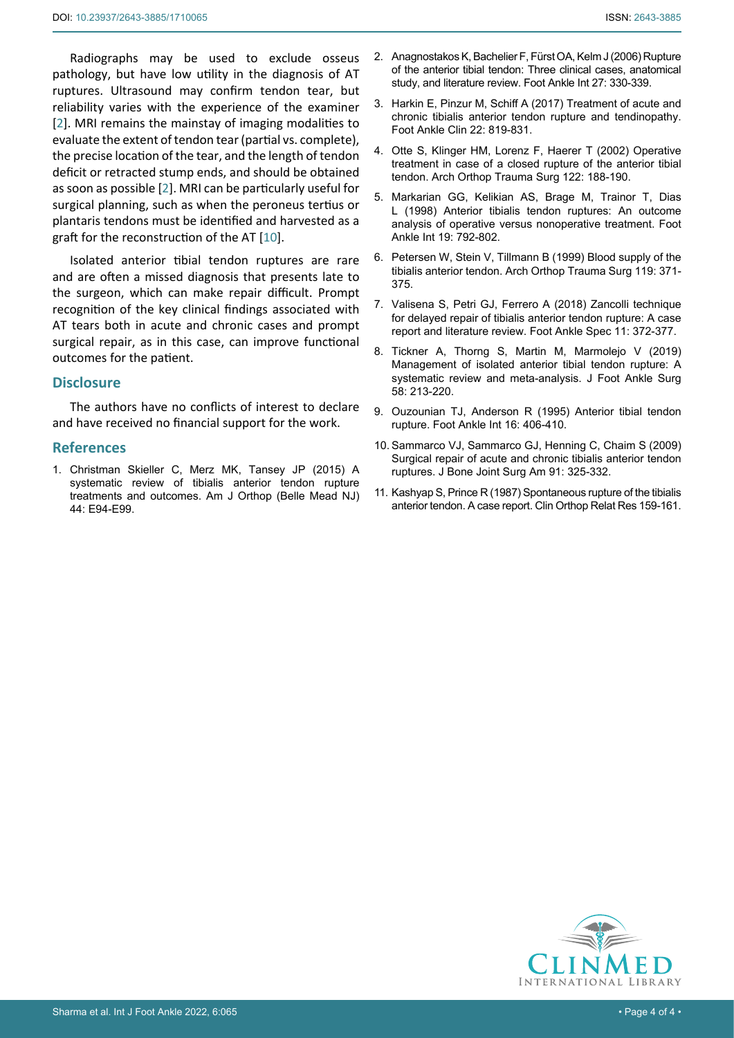Radiographs may be used to exclude osseus pathology, but have low utility in the diagnosis of AT ruptures. Ultrasound may confirm tendon tear, but reliability varies with the experience of the examiner [2]. MRI remains the mainstay of imaging modalities to evaluate the extent of tendon tear (partial vs. complete), the precise location of the tear, and the length of tendon deficit or retracted stump ends, and should be obtained as soon as possible [2]. MRI can be particularly useful for surgical planning, such as when the peroneus tertius or plantaris tendons must be identified and harvested as a graft for the reconstruction of the AT [10].

Isolated anterior tibial tendon ruptures are rare and are often a missed diagnosis that presents late to the surgeon, which can make repair difficult. Prompt recognition of the key clinical findings associated with AT tears both in acute and chronic cases and prompt surgical repair, as in this case, can improve functional outcomes for the patient.

## Disclosure

The authors have no conflicts of interest to declare and have received no financial support for the work.

## References

1. Christman Skieller C, Merz MK, Tansey JP (2015) A systematic review of tibialis anterior tendon rupture treatments and outcomes. Am J Orthop (Belle Mead NJ) 44: E94-E99.
2. Anagnostakos K, Bachelier F, Fürst OA, Kelm J (2006) Rupture of the anterior tibial tendon: Three clinical cases, anatomical study, and literature review. Foot Ankle Int 27: 330-339.
3. Harkin E, Pinzur M, Schiff A (2017) Treatment of acute and chronic tibialis anterior tendon rupture and tendinopathy. Foot Ankle Clin 22: 819-831.
4. Otte S, Klinger HM, Lorenz F, Haerer T (2002) Operative treatment in case of a closed rupture of the anterior tibial tendon. Arch Orthop Trauma Surg 122: 188-190.
5. Markarian GG, Kelikian AS, Brage M, Trainor T, Dias L (1998) Anterior tibialis tendon ruptures: An outcome analysis of operative versus nonoperative treatment. Foot Ankle Int 19: 792-802.
6. Petersen W, Stein V, Tillmann B (1999) Blood supply of the tibialis anterior tendon. Arch Orthop Trauma Surg 119: 371-375.
7. Valisena S, Petri GJ, Ferrero A (2018) Zancolli technique for delayed repair of tibialis anterior tendon rupture: A case report and literature review. Foot Ankle Spec 11: 372-377.
8. Tickner A, Thorng S, Martin M, Marmolejo V (2019) Management of isolated anterior tibial tendon rupture: A systematic review and meta-analysis. J Foot Ankle Surg 58: 213-220.
9. Ouzounian TJ, Anderson R (1995) Anterior tibial tendon rupture. Foot Ankle Int 16: 406-410.
10. Sammarco VJ, Sammarco GJ, Henning C, Chaim S (2009) Surgical repair of acute and chronic tibialis anterior tendon ruptures. J Bone Joint Surg Am 91: 325-332.
11. Kashyap S, Prince R (1987) Spontaneous rupture of the tibialis anterior tendon. A case report. Clin Orthop Relat Res 159-161.